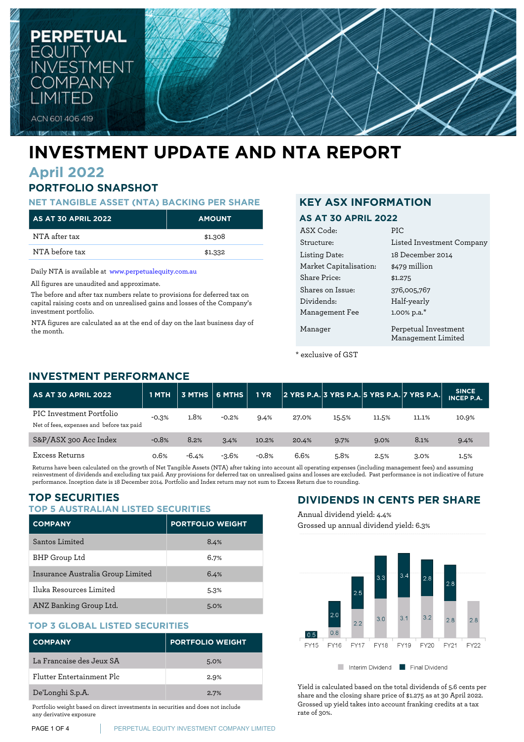# PERPETUAL EQUITY INVESTMENT COMPANY LIMITED

ACN 601 406 419

# INVESTMENT UPDATE AND NTA REPORT

## April 2022

## PORTFOLIO SNAPSHOT

### NET TANGIBLE ASSET (NTA) BACKING PER SHARE

| AS AT 30 APRIL 2022 | AMOUNT |
|---|---|
| NTA after tax | $1.308 |
| NTA before tax | $1.332 |

Daily NTA is available at www.perpetualequity.com.au

All figures are unaudited and approximate.

The before and after tax numbers relate to provisions for deferred tax on capital raising costs and on unrealised gains and losses of the Company's investment portfolio.

NTA figures are calculated as at the end of day on the last business day of the month.

## KEY ASX INFORMATION

### AS AT 30 APRIL 2022

| | |
|---|---|
| ASX Code: | PIC |
| Structure: | Listed Investment Company |
| Listing Date: | 18 December 2014 |
| Market Capitalisation: | $479 million |
| Share Price: | $1.275 |
| Shares on Issue: | 376,005,767 |
| Dividends: | Half-yearly |
| Management Fee | 1.00% p.a.* |
| Manager | Perpetual Investment Management Limited |

* exclusive of GST

## INVESTMENT PERFORMANCE

| AS AT 30 APRIL 2022 | 1 MTH | 3 MTHS | 6 MTHS | 1 YR | 2 YRS P.A. | 3 YRS P.A. | 5 YRS P.A. | 7 YRS P.A. | SINCE INCEP P.A. |
|---|---|---|---|---|---|---|---|---|---|
| PIC Investment Portfolio<br>Net of fees, expenses and before tax paid | -0.3% | 1.8% | -0.2% | 9.4% | 27.0% | 15.5% | 11.5% | 11.1% | 10.9% |
| S&P/ASX 300 Acc Index | -0.8% | 8.2% | 3.4% | 10.2% | 20.4% | 9.7% | 9.0% | 8.1% | 9.4% |
| Excess Returns | 0.6% | -6.4% | -3.6% | -0.8% | 6.6% | 5.8% | 2.5% | 3.0% | 1.5% |

Returns have been calculated on the growth of Net Tangible Assets (NTA) after taking into account all operating expenses (including management fees) and assuming reinvestment of dividends and excluding tax paid. Any provisions for deferred tax on unrealised gains and losses are excluded. Past performance is not indicative of future performance. Inception date is 18 December 2014. Portfolio and Index return may not sum to Excess Return due to rounding.

## TOP SECURITIES

### TOP 5 AUSTRALIAN LISTED SECURITIES

| COMPANY | PORTFOLIO WEIGHT |
|---|---|
| Santos Limited | 8.4% |
| BHP Group Ltd | 6.7% |
| Insurance Australia Group Limited | 6.4% |
| Iluka Resources Limited | 5.3% |
| ANZ Banking Group Ltd. | 5.0% |

### TOP 3 GLOBAL LISTED SECURITIES

| COMPANY | PORTFOLIO WEIGHT |
|---|---|
| La Francaise des Jeux SA | 5.0% |
| Flutter Entertainment Plc | 2.9% |
| De'Longhi S.p.A. | 2.7% |

Portfolio weight based on direct investments in securities and does not include any derivative exposure

## DIVIDENDS IN CENTS PER SHARE

Annual dividend yield: 4.4%

Grossed up annual dividend yield: 6.3%

| | FY15 | FY16 | FY17 | FY18 | FY19 | FY20 | FY21 | FY22 |
|---|---|---|---|---|---|---|---|---|
| Interim Dividend | | 0.8 | 2.2 | 3.0 | 3.1 | 3.2 | 2.8 | 2.8 |
| Final Dividend | 0.5 | 2.0 | 2.5 | 3.3 | 3.4 | 2.8 | 2.8 | |

Yield is calculated based on the total dividends of 5.6 cents per share and the closing share price of $1.275 as at 30 April 2022. Grossed up yield takes into account franking credits at a tax rate of 30%.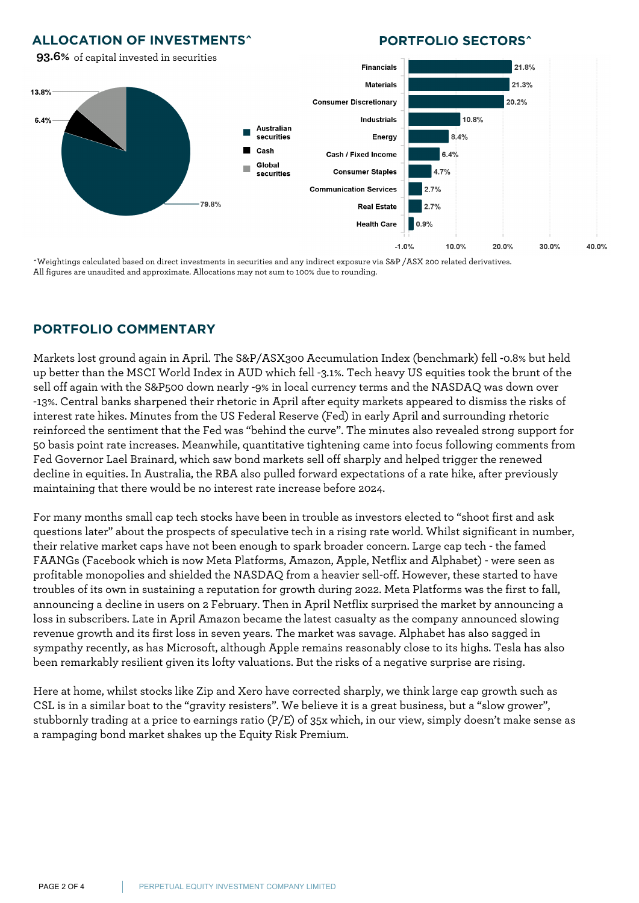## ALLOCATION OF INVESTMENTS^

**93.6%** of capital invested in securities

| Allocation | Weight |
|---|---|
| Australian securities | 79.8% |
| Cash | 6.4% |
| Global securities | 13.8% |

## PORTFOLIO SECTORS^

| Sector | Weight |
|---|---|
| Financials | 21.8% |
| Materials | 21.3% |
| Consumer Discretionary | 20.2% |
| Industrials | 10.8% |
| Energy | 8.4% |
| Cash / Fixed Income | 6.4% |
| Consumer Staples | 4.7% |
| Communication Services | 2.7% |
| Real Estate | 2.7% |
| Health Care | 0.9% |

^Weightings calculated based on direct investments in securities and any indirect exposure via S&P /ASX 200 related derivatives. All figures are unaudited and approximate. Allocations may not sum to 100% due to rounding.

## PORTFOLIO COMMENTARY

Markets lost ground again in April. The S&P/ASX300 Accumulation Index (benchmark) fell -0.8% but held up better than the MSCI World Index in AUD which fell -3.1%. Tech heavy US equities took the brunt of the sell off again with the S&P500 down nearly -9% in local currency terms and the NASDAQ was down over -13%. Central banks sharpened their rhetoric in April after equity markets appeared to dismiss the risks of interest rate hikes. Minutes from the US Federal Reserve (Fed) in early April and surrounding rhetoric reinforced the sentiment that the Fed was "behind the curve". The minutes also revealed strong support for 50 basis point rate increases. Meanwhile, quantitative tightening came into focus following comments from Fed Governor Lael Brainard, which saw bond markets sell off sharply and helped trigger the renewed decline in equities. In Australia, the RBA also pulled forward expectations of a rate hike, after previously maintaining that there would be no interest rate increase before 2024.

For many months small cap tech stocks have been in trouble as investors elected to "shoot first and ask questions later" about the prospects of speculative tech in a rising rate world. Whilst significant in number, their relative market caps have not been enough to spark broader concern. Large cap tech - the famed FAANGs (Facebook which is now Meta Platforms, Amazon, Apple, Netflix and Alphabet) - were seen as profitable monopolies and shielded the NASDAQ from a heavier sell-off. However, these started to have troubles of its own in sustaining a reputation for growth during 2022. Meta Platforms was the first to fall, announcing a decline in users on 2 February. Then in April Netflix surprised the market by announcing a loss in subscribers. Late in April Amazon became the latest casualty as the company announced slowing revenue growth and its first loss in seven years. The market was savage. Alphabet has also sagged in sympathy recently, as has Microsoft, although Apple remains reasonably close to its highs. Tesla has also been remarkably resilient given its lofty valuations. But the risks of a negative surprise are rising.

Here at home, whilst stocks like Zip and Xero have corrected sharply, we think large cap growth such as CSL is in a similar boat to the "gravity resisters". We believe it is a great business, but a "slow grower", stubbornly trading at a price to earnings ratio (P/E) of 35x which, in our view, simply doesn't make sense as a rampaging bond market shakes up the Equity Risk Premium.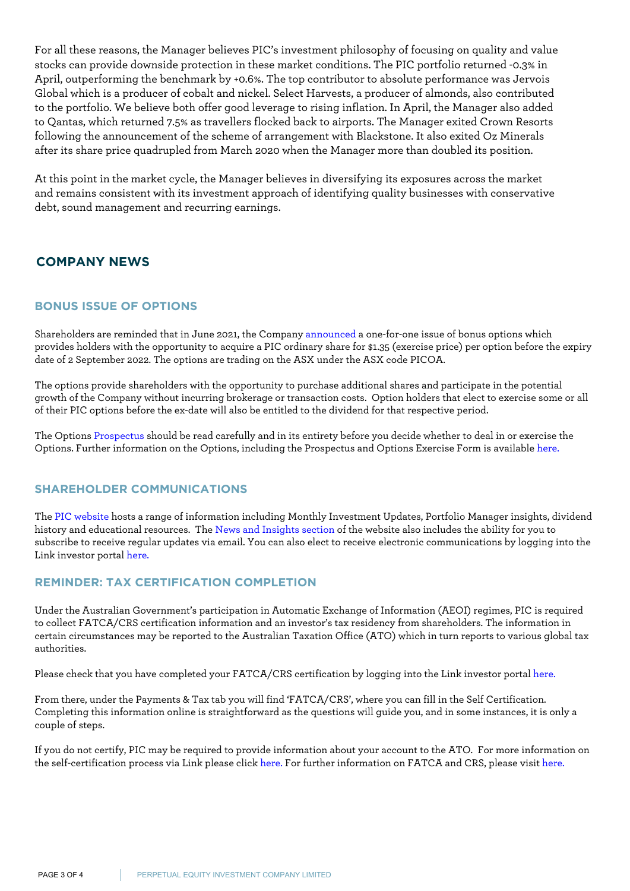For all these reasons, the Manager believes PIC's investment philosophy of focusing on quality and value stocks can provide downside protection in these market conditions. The PIC portfolio returned -0.3% in April, outperforming the benchmark by +0.6%. The top contributor to absolute performance was Jervois Global which is a producer of cobalt and nickel. Select Harvests, a producer of almonds, also contributed to the portfolio. We believe both offer good leverage to rising inflation. In April, the Manager also added to Qantas, which returned 7.5% as travellers flocked back to airports. The Manager exited Crown Resorts following the announcement of the scheme of arrangement with Blackstone. It also exited Oz Minerals after its share price quadrupled from March 2020 when the Manager more than doubled its position.

At this point in the market cycle, the Manager believes in diversifying its exposures across the market and remains consistent with its investment approach of identifying quality businesses with conservative debt, sound management and recurring earnings.

## COMPANY NEWS

### BONUS ISSUE OF OPTIONS

Shareholders are reminded that in June 2021, the Company announced a one-for-one issue of bonus options which provides holders with the opportunity to acquire a PIC ordinary share for $1.35 (exercise price) per option before the expiry date of 2 September 2022. The options are trading on the ASX under the ASX code PICOA.

The options provide shareholders with the opportunity to purchase additional shares and participate in the potential growth of the Company without incurring brokerage or transaction costs. Option holders that elect to exercise some or all of their PIC options before the ex-date will also be entitled to the dividend for that respective period.

The Options Prospectus should be read carefully and in its entirety before you decide whether to deal in or exercise the Options. Further information on the Options, including the Prospectus and Options Exercise Form is available here.

### SHAREHOLDER COMMUNICATIONS

The PIC website hosts a range of information including Monthly Investment Updates, Portfolio Manager insights, dividend history and educational resources. The News and Insights section of the website also includes the ability for you to subscribe to receive regular updates via email. You can also elect to receive electronic communications by logging into the Link investor portal here.

### REMINDER: TAX CERTIFICATION COMPLETION

Under the Australian Government's participation in Automatic Exchange of Information (AEOI) regimes, PIC is required to collect FATCA/CRS certification information and an investor's tax residency from shareholders. The information in certain circumstances may be reported to the Australian Taxation Office (ATO) which in turn reports to various global tax authorities.

Please check that you have completed your FATCA/CRS certification by logging into the Link investor portal here.

From there, under the Payments & Tax tab you will find 'FATCA/CRS', where you can fill in the Self Certification. Completing this information online is straightforward as the questions will guide you, and in some instances, it is only a couple of steps.

If you do not certify, PIC may be required to provide information about your account to the ATO. For more information on the self-certification process via Link please click here. For further information on FATCA and CRS, please visit here.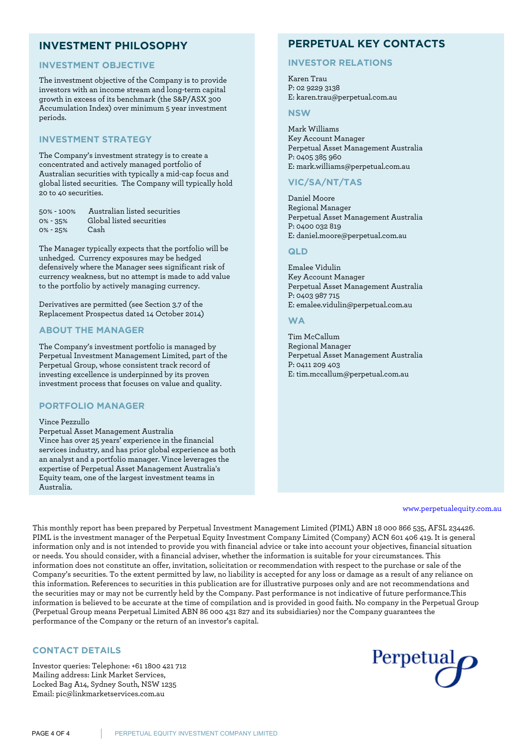## INVESTMENT PHILOSOPHY

### INVESTMENT OBJECTIVE

The investment objective of the Company is to provide investors with an income stream and long-term capital growth in excess of its benchmark (the S&P/ASX 300 Accumulation Index) over minimum 5 year investment periods.

### INVESTMENT STRATEGY

The Company's investment strategy is to create a concentrated and actively managed portfolio of Australian securities with typically a mid-cap focus and global listed securities. The Company will typically hold 20 to 40 securities.

| | |
|---|---|
| 50% - 100% | Australian listed securities |
| 0% - 35% | Global listed securities |
| 0% - 25% | Cash |

The Manager typically expects that the portfolio will be unhedged. Currency exposures may be hedged defensively where the Manager sees significant risk of currency weakness, but no attempt is made to add value to the portfolio by actively managing currency.

Derivatives are permitted (see Section 3.7 of the Replacement Prospectus dated 14 October 2014)

### ABOUT THE MANAGER

The Company's investment portfolio is managed by Perpetual Investment Management Limited, part of the Perpetual Group, whose consistent track record of investing excellence is underpinned by its proven investment process that focuses on value and quality.

### PORTFOLIO MANAGER

Vince Pezzullo
Perpetual Asset Management Australia
Vince has over 25 years' experience in the financial services industry, and has prior global experience as both an analyst and a portfolio manager. Vince leverages the expertise of Perpetual Asset Management Australia's Equity team, one of the largest investment teams in Australia.

## PERPETUAL KEY CONTACTS

### INVESTOR RELATIONS

Karen Trau
P: 02 9229 3138
E: karen.trau@perpetual.com.au

### NSW

Mark Williams
Key Account Manager
Perpetual Asset Management Australia
P: 0405 385 960
E: mark.williams@perpetual.com.au

### VIC/SA/NT/TAS

Daniel Moore
Regional Manager
Perpetual Asset Management Australia
P: 0400 032 819
E: daniel.moore@perpetual.com.au

### QLD

Emalee Vidulin
Key Account Manager
Perpetual Asset Management Australia
P: 0403 987 715
E: emalee.vidulin@perpetual.com.au

### WA

Tim McCallum
Regional Manager
Perpetual Asset Management Australia
P: 0411 209 403
E: tim.mccallum@perpetual.com.au

www.perpetualequity.com.au

This monthly report has been prepared by Perpetual Investment Management Limited (PIML) ABN 18 000 866 535, AFSL 234426. PIML is the investment manager of the Perpetual Equity Investment Company Limited (Company) ACN 601 406 419. It is general information only and is not intended to provide you with financial advice or take into account your objectives, financial situation or needs. You should consider, with a financial adviser, whether the information is suitable for your circumstances. This information does not constitute an offer, invitation, solicitation or recommendation with respect to the purchase or sale of the Company's securities. To the extent permitted by law, no liability is accepted for any loss or damage as a result of any reliance on this information. References to securities in this publication are for illustrative purposes only and are not recommendations and the securities may or may not be currently held by the Company. Past performance is not indicative of future performance.This information is believed to be accurate at the time of compilation and is provided in good faith. No company in the Perpetual Group (Perpetual Group means Perpetual Limited ABN 86 000 431 827 and its subsidiaries) nor the Company guarantees the performance of the Company or the return of an investor's capital.

### CONTACT DETAILS

Investor queries: Telephone: +61 1800 421 712
Mailing address: Link Market Services,
Locked Bag A14, Sydney South, NSW 1235
Email: pic@linkmarketservices.com.au

Perpetual